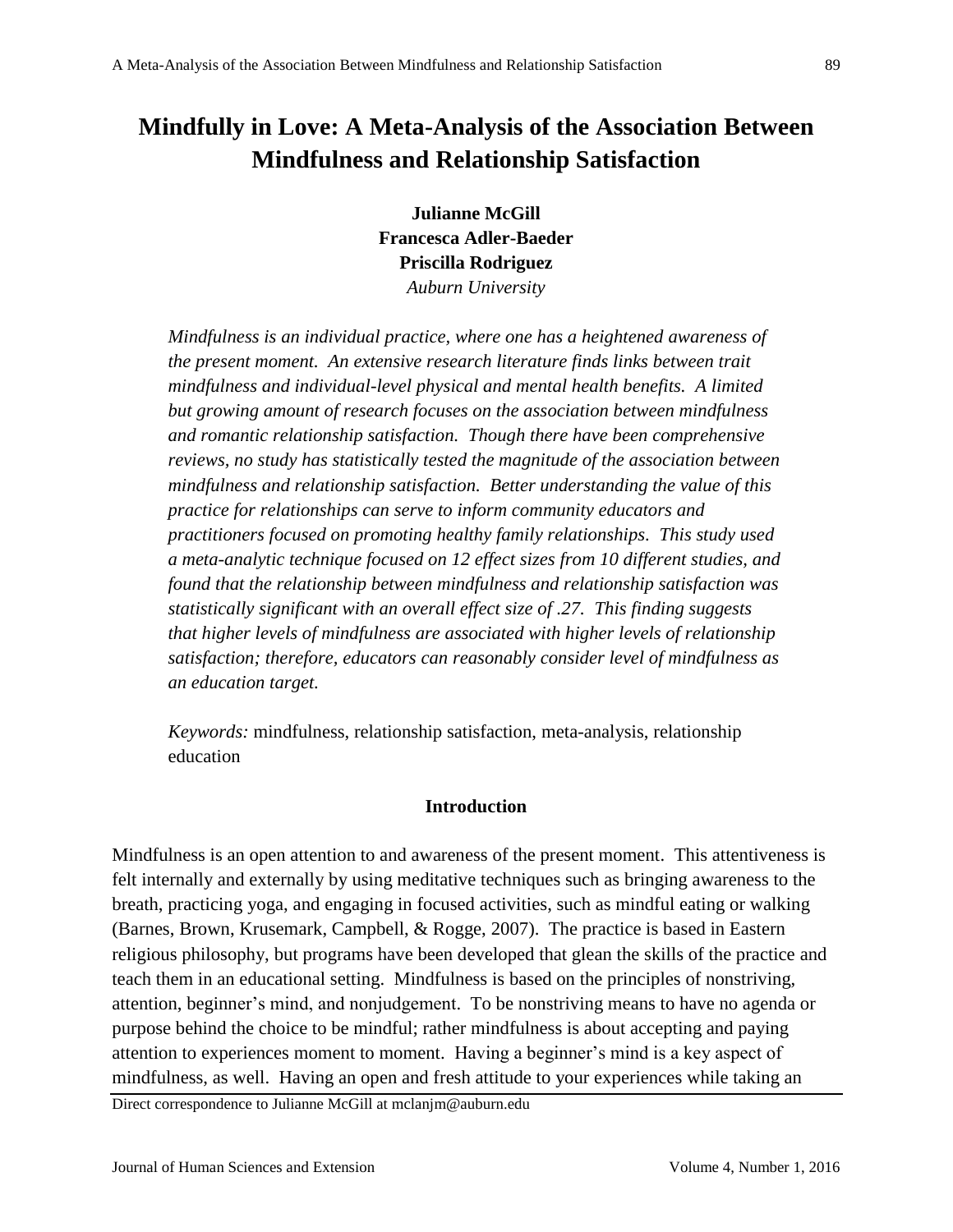# Mindfully in Love: A Meta-Analysis of the Association Between Mindfulness and Relationship Satisfaction

**Julianne McGill**
**Francesca Adler-Baeder**
**Priscilla Rodriguez**
*Auburn University*

*Mindfulness is an individual practice, where one has a heightened awareness of the present moment. An extensive research literature finds links between trait mindfulness and individual-level physical and mental health benefits. A limited but growing amount of research focuses on the association between mindfulness and romantic relationship satisfaction. Though there have been comprehensive reviews, no study has statistically tested the magnitude of the association between mindfulness and relationship satisfaction. Better understanding the value of this practice for relationships can serve to inform community educators and practitioners focused on promoting healthy family relationships. This study used a meta-analytic technique focused on 12 effect sizes from 10 different studies, and found that the relationship between mindfulness and relationship satisfaction was statistically significant with an overall effect size of .27. This finding suggests that higher levels of mindfulness are associated with higher levels of relationship satisfaction; therefore, educators can reasonably consider level of mindfulness as an education target.*

*Keywords:* mindfulness, relationship satisfaction, meta-analysis, relationship education

## Introduction

Mindfulness is an open attention to and awareness of the present moment. This attentiveness is felt internally and externally by using meditative techniques such as bringing awareness to the breath, practicing yoga, and engaging in focused activities, such as mindful eating or walking (Barnes, Brown, Krusemark, Campbell, & Rogge, 2007). The practice is based in Eastern religious philosophy, but programs have been developed that glean the skills of the practice and teach them in an educational setting. Mindfulness is based on the principles of nonstriving, attention, beginner's mind, and nonjudgement. To be nonstriving means to have no agenda or purpose behind the choice to be mindful; rather mindfulness is about accepting and paying attention to experiences moment to moment. Having a beginner's mind is a key aspect of mindfulness, as well. Having an open and fresh attitude to your experiences while taking an

Direct correspondence to Julianne McGill at mclanjm@auburn.edu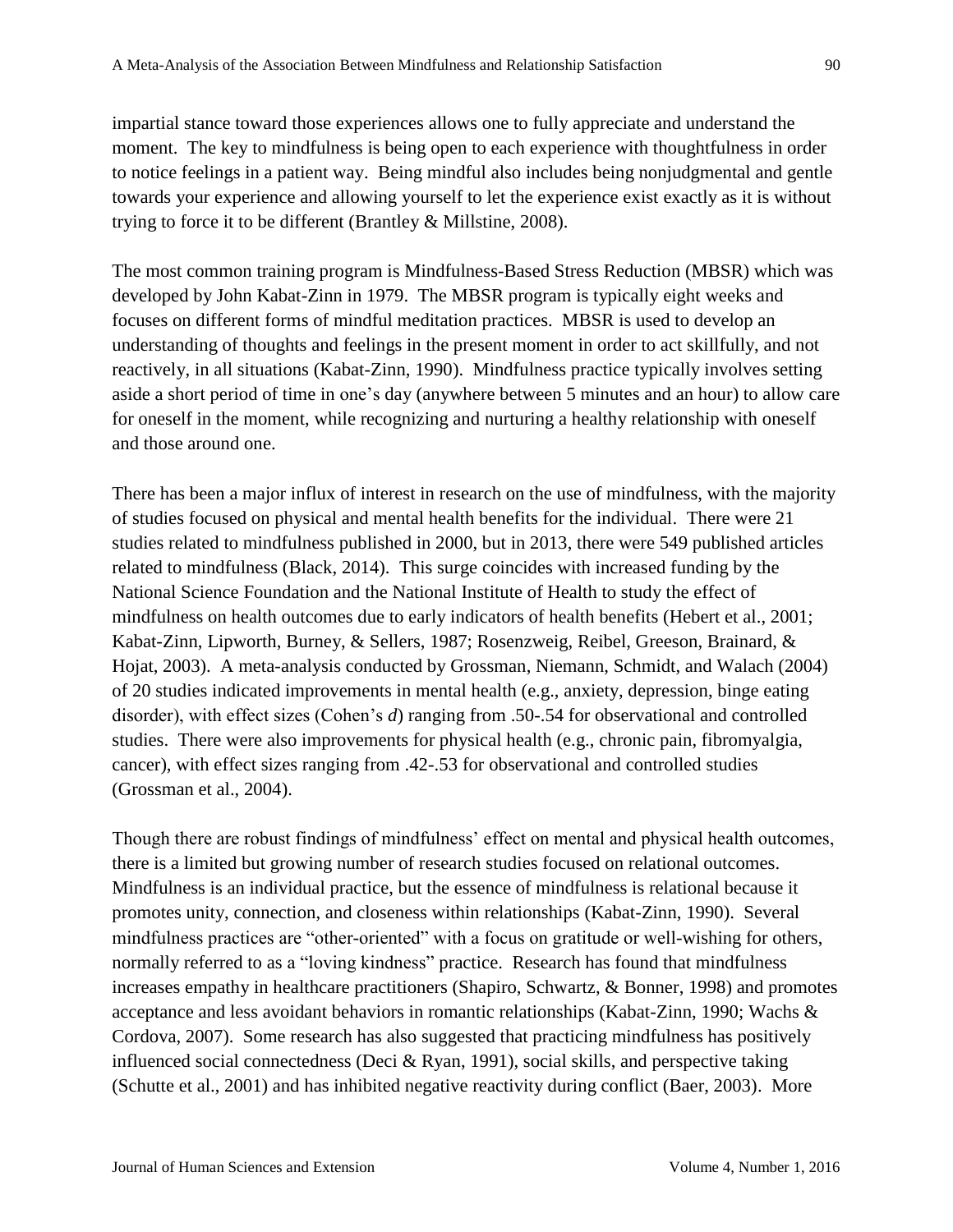impartial stance toward those experiences allows one to fully appreciate and understand the moment. The key to mindfulness is being open to each experience with thoughtfulness in order to notice feelings in a patient way. Being mindful also includes being nonjudgmental and gentle towards your experience and allowing yourself to let the experience exist exactly as it is without trying to force it to be different (Brantley & Millstine, 2008).

The most common training program is Mindfulness-Based Stress Reduction (MBSR) which was developed by John Kabat-Zinn in 1979. The MBSR program is typically eight weeks and focuses on different forms of mindful meditation practices. MBSR is used to develop an understanding of thoughts and feelings in the present moment in order to act skillfully, and not reactively, in all situations (Kabat-Zinn, 1990). Mindfulness practice typically involves setting aside a short period of time in one's day (anywhere between 5 minutes and an hour) to allow care for oneself in the moment, while recognizing and nurturing a healthy relationship with oneself and those around one.

There has been a major influx of interest in research on the use of mindfulness, with the majority of studies focused on physical and mental health benefits for the individual. There were 21 studies related to mindfulness published in 2000, but in 2013, there were 549 published articles related to mindfulness (Black, 2014). This surge coincides with increased funding by the National Science Foundation and the National Institute of Health to study the effect of mindfulness on health outcomes due to early indicators of health benefits (Hebert et al., 2001; Kabat-Zinn, Lipworth, Burney, & Sellers, 1987; Rosenzweig, Reibel, Greeson, Brainard, & Hojat, 2003). A meta-analysis conducted by Grossman, Niemann, Schmidt, and Walach (2004) of 20 studies indicated improvements in mental health (e.g., anxiety, depression, binge eating disorder), with effect sizes (Cohen's *d*) ranging from .50-.54 for observational and controlled studies. There were also improvements for physical health (e.g., chronic pain, fibromyalgia, cancer), with effect sizes ranging from .42-.53 for observational and controlled studies (Grossman et al., 2004).

Though there are robust findings of mindfulness' effect on mental and physical health outcomes, there is a limited but growing number of research studies focused on relational outcomes. Mindfulness is an individual practice, but the essence of mindfulness is relational because it promotes unity, connection, and closeness within relationships (Kabat-Zinn, 1990). Several mindfulness practices are "other-oriented" with a focus on gratitude or well-wishing for others, normally referred to as a "loving kindness" practice. Research has found that mindfulness increases empathy in healthcare practitioners (Shapiro, Schwartz, & Bonner, 1998) and promotes acceptance and less avoidant behaviors in romantic relationships (Kabat-Zinn, 1990; Wachs & Cordova, 2007). Some research has also suggested that practicing mindfulness has positively influenced social connectedness (Deci & Ryan, 1991), social skills, and perspective taking (Schutte et al., 2001) and has inhibited negative reactivity during conflict (Baer, 2003). More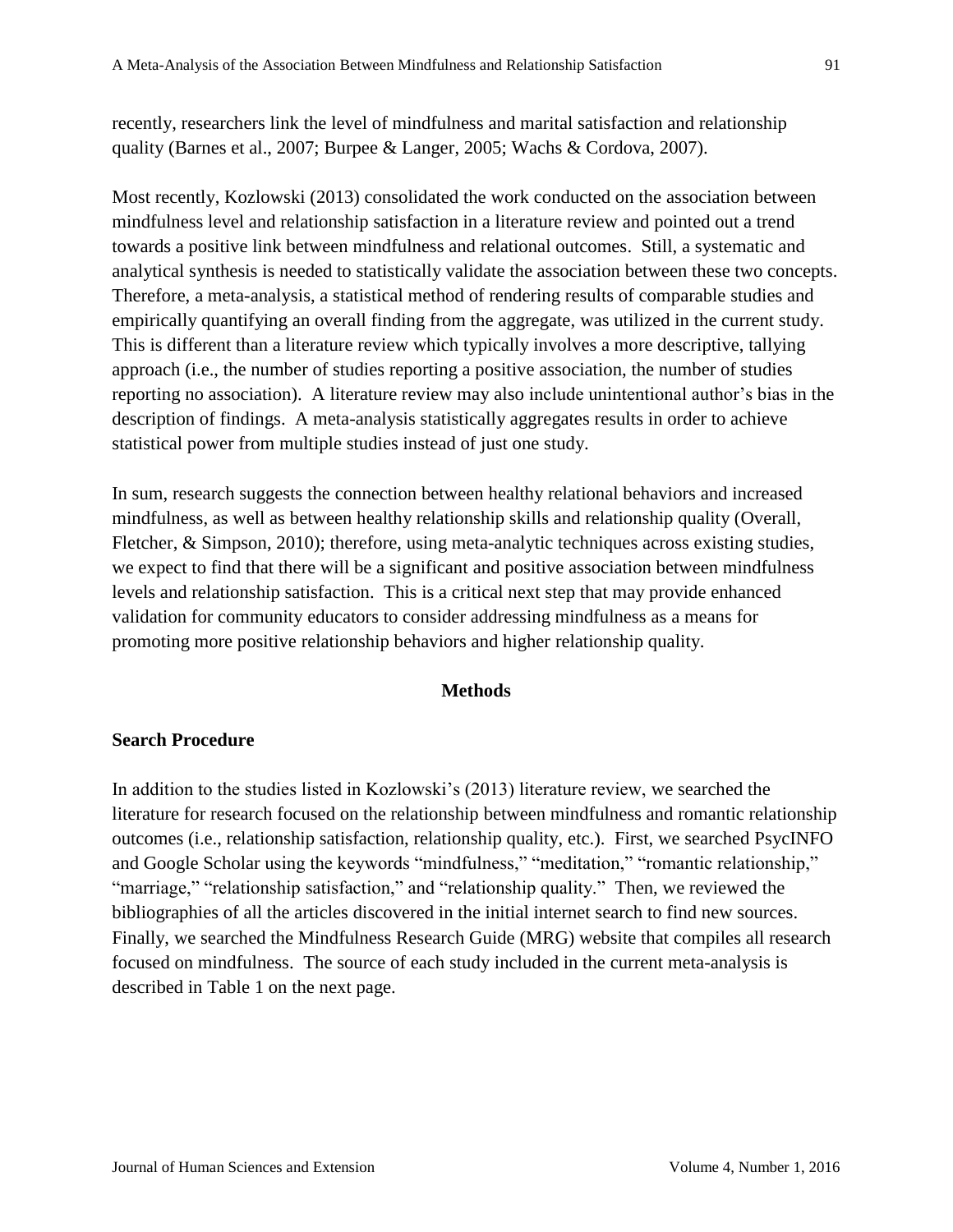recently, researchers link the level of mindfulness and marital satisfaction and relationship quality (Barnes et al., 2007; Burpee & Langer, 2005; Wachs & Cordova, 2007).

Most recently, Kozlowski (2013) consolidated the work conducted on the association between mindfulness level and relationship satisfaction in a literature review and pointed out a trend towards a positive link between mindfulness and relational outcomes. Still, a systematic and analytical synthesis is needed to statistically validate the association between these two concepts. Therefore, a meta-analysis, a statistical method of rendering results of comparable studies and empirically quantifying an overall finding from the aggregate, was utilized in the current study. This is different than a literature review which typically involves a more descriptive, tallying approach (i.e., the number of studies reporting a positive association, the number of studies reporting no association). A literature review may also include unintentional author's bias in the description of findings. A meta-analysis statistically aggregates results in order to achieve statistical power from multiple studies instead of just one study.

In sum, research suggests the connection between healthy relational behaviors and increased mindfulness, as well as between healthy relationship skills and relationship quality (Overall, Fletcher, & Simpson, 2010); therefore, using meta-analytic techniques across existing studies, we expect to find that there will be a significant and positive association between mindfulness levels and relationship satisfaction. This is a critical next step that may provide enhanced validation for community educators to consider addressing mindfulness as a means for promoting more positive relationship behaviors and higher relationship quality.

## Methods

### Search Procedure

In addition to the studies listed in Kozlowski's (2013) literature review, we searched the literature for research focused on the relationship between mindfulness and romantic relationship outcomes (i.e., relationship satisfaction, relationship quality, etc.). First, we searched PsycINFO and Google Scholar using the keywords "mindfulness," "meditation," "romantic relationship," "marriage," "relationship satisfaction," and "relationship quality." Then, we reviewed the bibliographies of all the articles discovered in the initial internet search to find new sources. Finally, we searched the Mindfulness Research Guide (MRG) website that compiles all research focused on mindfulness. The source of each study included in the current meta-analysis is described in Table 1 on the next page.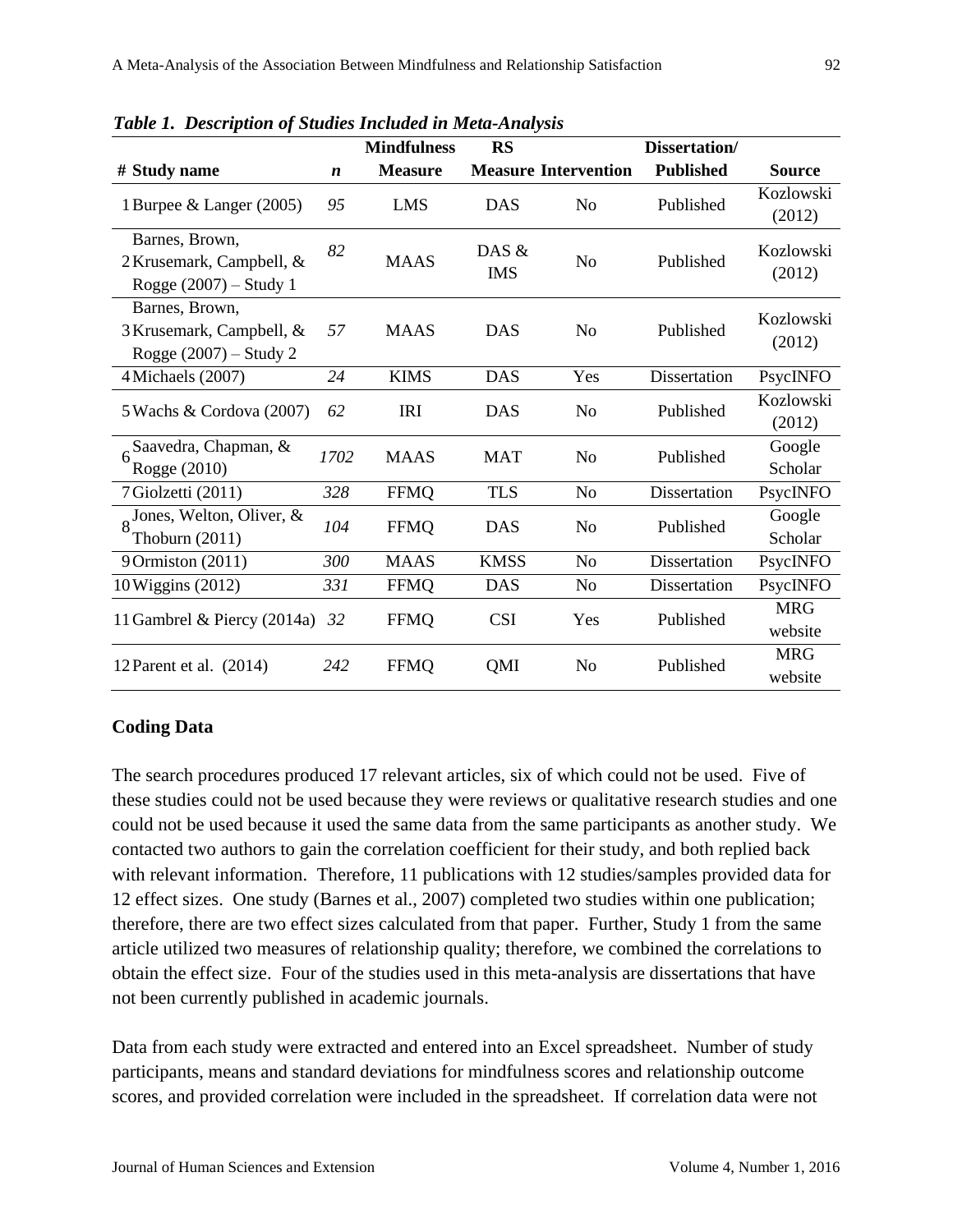*Table 1. Description of Studies Included in Meta-Analysis*

| # | Study name | *n* | Mindfulness Measure | RS Measure | Intervention | Dissertation/ Published | Source |
|---|---|---|---|---|---|---|---|
| 1 | Burpee & Langer (2005) | *95* | LMS | DAS | No | Published | Kozlowski (2012) |
| 2 | Barnes, Brown, Krusemark, Campbell, & Rogge (2007) – Study 1 | *82* | MAAS | DAS & IMS | No | Published | Kozlowski (2012) |
| 3 | Barnes, Brown, Krusemark, Campbell, & Rogge (2007) – Study 2 | *57* | MAAS | DAS | No | Published | Kozlowski (2012) |
| 4 | Michaels (2007) | *24* | KIMS | DAS | Yes | Dissertation | PsycINFO |
| 5 | Wachs & Cordova (2007) | *62* | IRI | DAS | No | Published | Kozlowski (2012) |
| 6 | Saavedra, Chapman, & Rogge (2010) | *1702* | MAAS | MAT | No | Published | Google Scholar |
| 7 | Giolzetti (2011) | *328* | FFMQ | TLS | No | Dissertation | PsycINFO |
| 8 | Jones, Welton, Oliver, & Thoburn (2011) | *104* | FFMQ | DAS | No | Published | Google Scholar |
| 9 | Ormiston (2011) | *300* | MAAS | KMSS | No | Dissertation | PsycINFO |
| 10 | Wiggins (2012) | *331* | FFMQ | DAS | No | Dissertation | PsycINFO |
| 11 | Gambrel & Piercy (2014a) | *32* | FFMQ | CSI | Yes | Published | MRG website |
| 12 | Parent et al. (2014) | *242* | FFMQ | QMI | No | Published | MRG website |

### Coding Data

The search procedures produced 17 relevant articles, six of which could not be used. Five of these studies could not be used because they were reviews or qualitative research studies and one could not be used because it used the same data from the same participants as another study. We contacted two authors to gain the correlation coefficient for their study, and both replied back with relevant information. Therefore, 11 publications with 12 studies/samples provided data for 12 effect sizes. One study (Barnes et al., 2007) completed two studies within one publication; therefore, there are two effect sizes calculated from that paper. Further, Study 1 from the same article utilized two measures of relationship quality; therefore, we combined the correlations to obtain the effect size. Four of the studies used in this meta-analysis are dissertations that have not been currently published in academic journals.

Data from each study were extracted and entered into an Excel spreadsheet. Number of study participants, means and standard deviations for mindfulness scores and relationship outcome scores, and provided correlation were included in the spreadsheet. If correlation data were not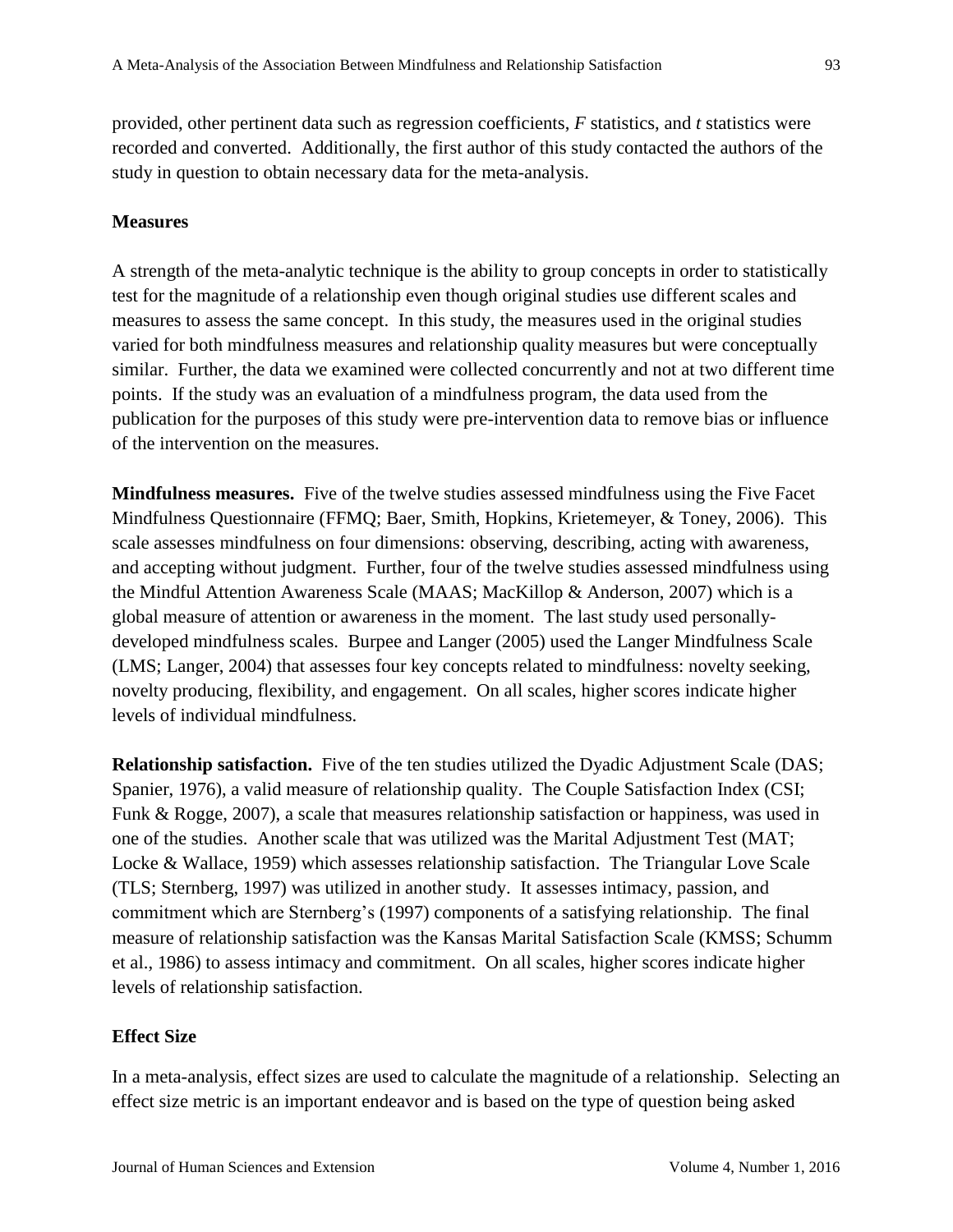provided, other pertinent data such as regression coefficients, *F* statistics, and *t* statistics were recorded and converted. Additionally, the first author of this study contacted the authors of the study in question to obtain necessary data for the meta-analysis.

### Measures

A strength of the meta-analytic technique is the ability to group concepts in order to statistically test for the magnitude of a relationship even though original studies use different scales and measures to assess the same concept. In this study, the measures used in the original studies varied for both mindfulness measures and relationship quality measures but were conceptually similar. Further, the data we examined were collected concurrently and not at two different time points. If the study was an evaluation of a mindfulness program, the data used from the publication for the purposes of this study were pre-intervention data to remove bias or influence of the intervention on the measures.

**Mindfulness measures.** Five of the twelve studies assessed mindfulness using the Five Facet Mindfulness Questionnaire (FFMQ; Baer, Smith, Hopkins, Krietemeyer, & Toney, 2006). This scale assesses mindfulness on four dimensions: observing, describing, acting with awareness, and accepting without judgment. Further, four of the twelve studies assessed mindfulness using the Mindful Attention Awareness Scale (MAAS; MacKillop & Anderson, 2007) which is a global measure of attention or awareness in the moment. The last study used personally-developed mindfulness scales. Burpee and Langer (2005) used the Langer Mindfulness Scale (LMS; Langer, 2004) that assesses four key concepts related to mindfulness: novelty seeking, novelty producing, flexibility, and engagement. On all scales, higher scores indicate higher levels of individual mindfulness.

**Relationship satisfaction.** Five of the ten studies utilized the Dyadic Adjustment Scale (DAS; Spanier, 1976), a valid measure of relationship quality. The Couple Satisfaction Index (CSI; Funk & Rogge, 2007), a scale that measures relationship satisfaction or happiness, was used in one of the studies. Another scale that was utilized was the Marital Adjustment Test (MAT; Locke & Wallace, 1959) which assesses relationship satisfaction. The Triangular Love Scale (TLS; Sternberg, 1997) was utilized in another study. It assesses intimacy, passion, and commitment which are Sternberg's (1997) components of a satisfying relationship. The final measure of relationship satisfaction was the Kansas Marital Satisfaction Scale (KMSS; Schumm et al., 1986) to assess intimacy and commitment. On all scales, higher scores indicate higher levels of relationship satisfaction.

### Effect Size

In a meta-analysis, effect sizes are used to calculate the magnitude of a relationship. Selecting an effect size metric is an important endeavor and is based on the type of question being asked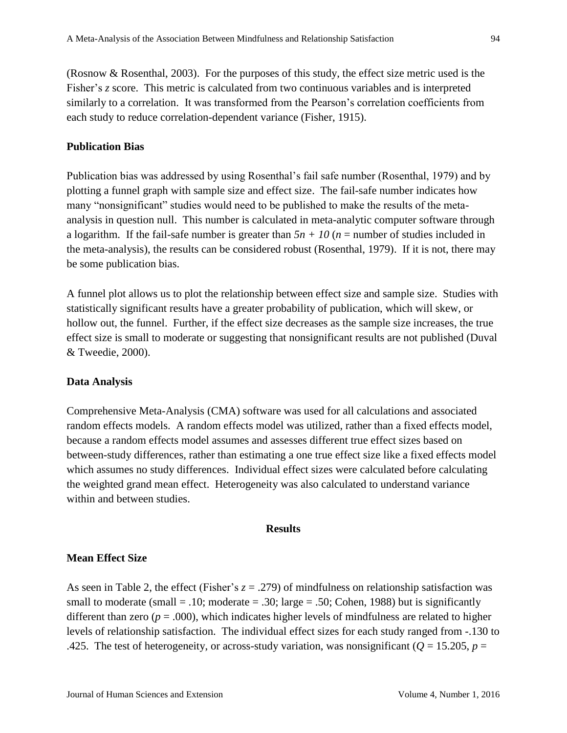(Rosnow & Rosenthal, 2003). For the purposes of this study, the effect size metric used is the Fisher's *z* score. This metric is calculated from two continuous variables and is interpreted similarly to a correlation. It was transformed from the Pearson's correlation coefficients from each study to reduce correlation-dependent variance (Fisher, 1915).

### Publication Bias

Publication bias was addressed by using Rosenthal's fail safe number (Rosenthal, 1979) and by plotting a funnel graph with sample size and effect size. The fail-safe number indicates how many "nonsignificant" studies would need to be published to make the results of the meta-analysis in question null. This number is calculated in meta-analytic computer software through a logarithm. If the fail-safe number is greater than $5n + 10$ ($n$ = number of studies included in the meta-analysis), the results can be considered robust (Rosenthal, 1979). If it is not, there may be some publication bias.

A funnel plot allows us to plot the relationship between effect size and sample size. Studies with statistically significant results have a greater probability of publication, which will skew, or hollow out, the funnel. Further, if the effect size decreases as the sample size increases, the true effect size is small to moderate or suggesting that nonsignificant results are not published (Duval & Tweedie, 2000).

### Data Analysis

Comprehensive Meta-Analysis (CMA) software was used for all calculations and associated random effects models. A random effects model was utilized, rather than a fixed effects model, because a random effects model assumes and assesses different true effect sizes based on between-study differences, rather than estimating a one true effect size like a fixed effects model which assumes no study differences. Individual effect sizes were calculated before calculating the weighted grand mean effect. Heterogeneity was also calculated to understand variance within and between studies.

## Results

### Mean Effect Size

As seen in Table 2, the effect (Fisher's $z = .279$) of mindfulness on relationship satisfaction was small to moderate (small = .10; moderate = .30; large = .50; Cohen, 1988) but is significantly different than zero ($p = .000$), which indicates higher levels of mindfulness are related to higher levels of relationship satisfaction. The individual effect sizes for each study ranged from -.130 to .425. The test of heterogeneity, or across-study variation, was nonsignificant ($Q = 15.205$, $p =$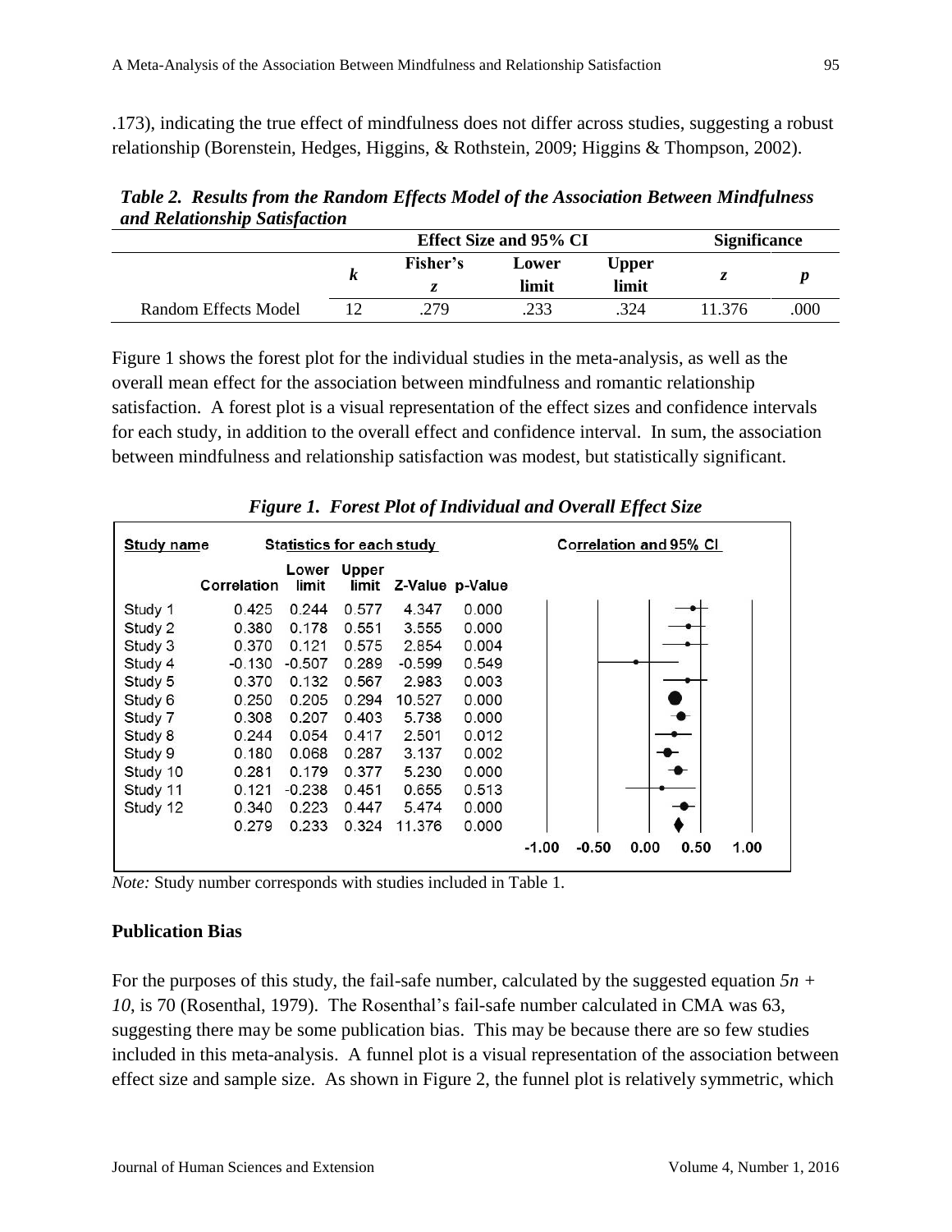.173), indicating the true effect of mindfulness does not differ across studies, suggesting a robust relationship (Borenstein, Hedges, Higgins, & Rothstein, 2009; Higgins & Thompson, 2002).

***Table 2. Results from the Random Effects Model of the Association Between Mindfulness and Relationship Satisfaction***

| | | Effect Size and 95% CI | | | Significance | |
|---|---|---|---|---|---|---|
| | ***k*** | **Fisher's *z*** | **Lower limit** | **Upper limit** | ***z*** | ***p*** |
| Random Effects Model | 12 | .279 | .233 | .324 | 11.376 | .000 |

Figure 1 shows the forest plot for the individual studies in the meta-analysis, as well as the overall mean effect for the association between mindfulness and romantic relationship satisfaction. A forest plot is a visual representation of the effect sizes and confidence intervals for each study, in addition to the overall effect and confidence interval. In sum, the association between mindfulness and relationship satisfaction was modest, but statistically significant.

***Figure 1. Forest Plot of Individual and Overall Effect Size***

| Study name | Correlation | Lower limit | Upper limit | Z-Value | p-Value |
|---|---|---|---|---|---|
| Study 1 | 0.425 | 0.244 | 0.577 | 4.347 | 0.000 |
| Study 2 | 0.380 | 0.178 | 0.551 | 3.555 | 0.000 |
| Study 3 | 0.370 | 0.121 | 0.575 | 2.854 | 0.004 |
| Study 4 | -0.130 | -0.507 | 0.289 | -0.599 | 0.549 |
| Study 5 | 0.370 | 0.132 | 0.567 | 2.983 | 0.003 |
| Study 6 | 0.250 | 0.205 | 0.294 | 10.527 | 0.000 |
| Study 7 | 0.308 | 0.207 | 0.403 | 5.738 | 0.000 |
| Study 8 | 0.244 | 0.054 | 0.417 | 2.501 | 0.012 |
| Study 9 | 0.180 | 0.068 | 0.287 | 3.137 | 0.002 |
| Study 10 | 0.281 | 0.179 | 0.377 | 5.230 | 0.000 |
| Study 11 | 0.121 | -0.238 | 0.451 | 0.655 | 0.513 |
| Study 12 | 0.340 | 0.223 | 0.447 | 5.474 | 0.000 |
| | 0.279 | 0.233 | 0.324 | 11.376 | 0.000 |

*Note:* Study number corresponds with studies included in Table 1.

**Publication Bias**

For the purposes of this study, the fail-safe number, calculated by the suggested equation $5n + 10$, is 70 (Rosenthal, 1979). The Rosenthal's fail-safe number calculated in CMA was 63, suggesting there may be some publication bias. This may be because there are so few studies included in this meta-analysis. A funnel plot is a visual representation of the association between effect size and sample size. As shown in Figure 2, the funnel plot is relatively symmetric, which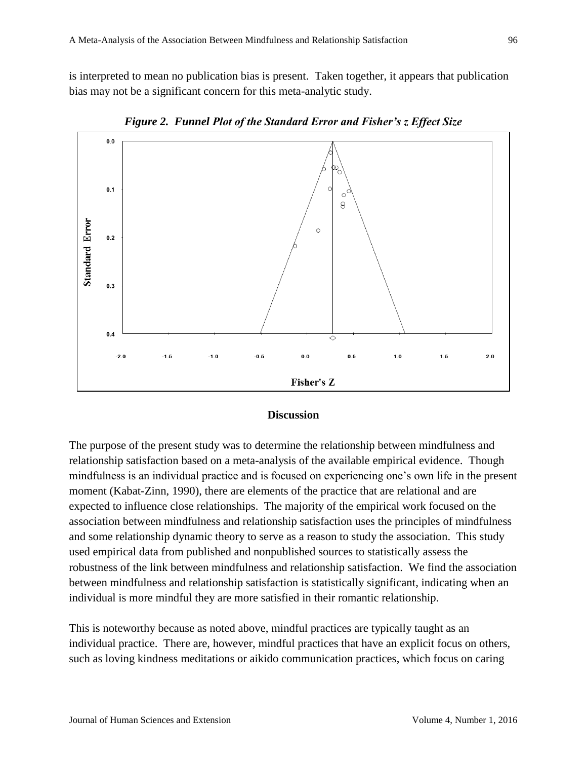is interpreted to mean no publication bias is present. Taken together, it appears that publication bias may not be a significant concern for this meta-analytic study.

***Figure 2. Funnel Plot of the Standard Error and Fisher's z Effect Size***

## Discussion

The purpose of the present study was to determine the relationship between mindfulness and relationship satisfaction based on a meta-analysis of the available empirical evidence. Though mindfulness is an individual practice and is focused on experiencing one's own life in the present moment (Kabat-Zinn, 1990), there are elements of the practice that are relational and are expected to influence close relationships. The majority of the empirical work focused on the association between mindfulness and relationship satisfaction uses the principles of mindfulness and some relationship dynamic theory to serve as a reason to study the association. This study used empirical data from published and nonpublished sources to statistically assess the robustness of the link between mindfulness and relationship satisfaction. We find the association between mindfulness and relationship satisfaction is statistically significant, indicating when an individual is more mindful they are more satisfied in their romantic relationship.

This is noteworthy because as noted above, mindful practices are typically taught as an individual practice. There are, however, mindful practices that have an explicit focus on others, such as loving kindness meditations or aikido communication practices, which focus on caring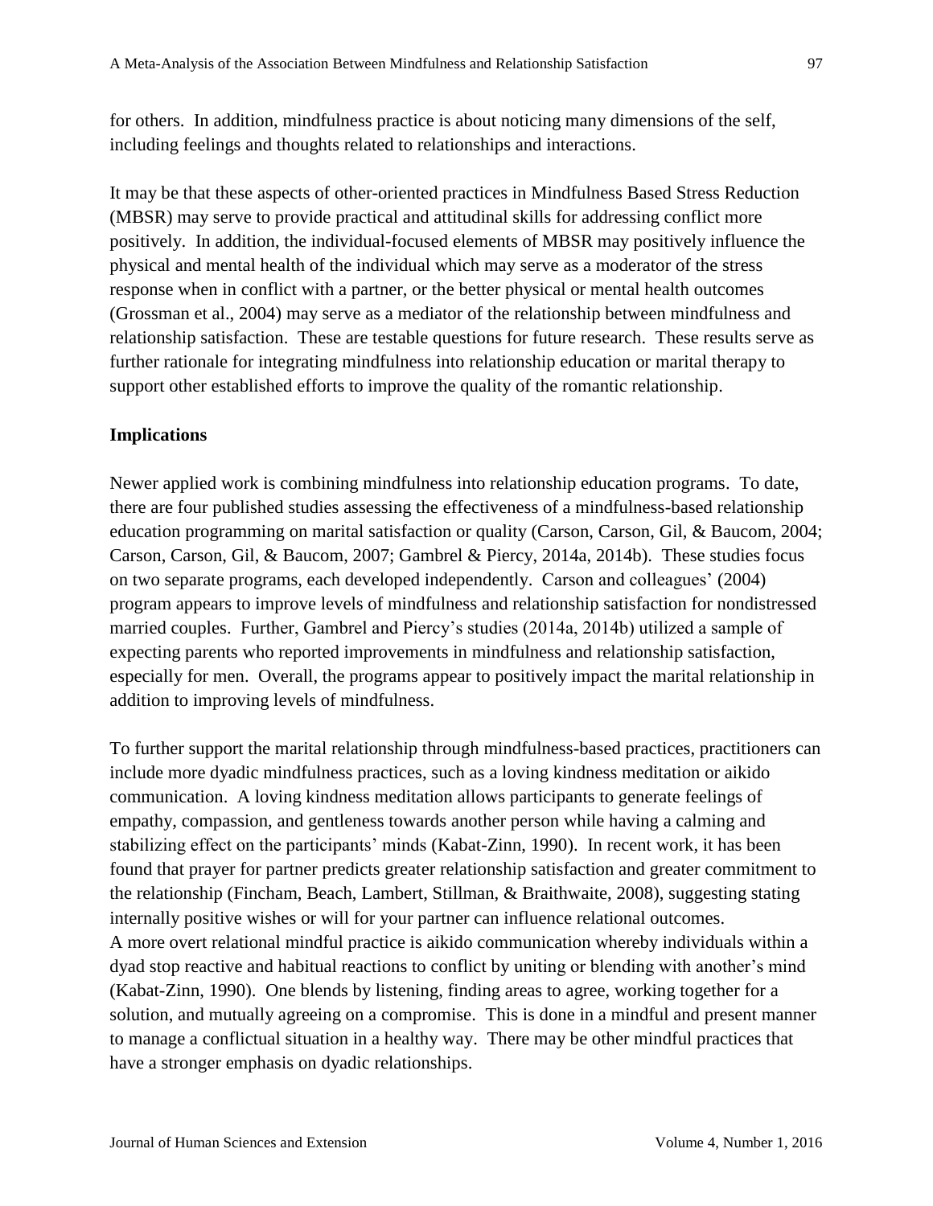for others. In addition, mindfulness practice is about noticing many dimensions of the self, including feelings and thoughts related to relationships and interactions.

It may be that these aspects of other-oriented practices in Mindfulness Based Stress Reduction (MBSR) may serve to provide practical and attitudinal skills for addressing conflict more positively. In addition, the individual-focused elements of MBSR may positively influence the physical and mental health of the individual which may serve as a moderator of the stress response when in conflict with a partner, or the better physical or mental health outcomes (Grossman et al., 2004) may serve as a mediator of the relationship between mindfulness and relationship satisfaction. These are testable questions for future research. These results serve as further rationale for integrating mindfulness into relationship education or marital therapy to support other established efforts to improve the quality of the romantic relationship.

## Implications

Newer applied work is combining mindfulness into relationship education programs. To date, there are four published studies assessing the effectiveness of a mindfulness-based relationship education programming on marital satisfaction or quality (Carson, Carson, Gil, & Baucom, 2004; Carson, Carson, Gil, & Baucom, 2007; Gambrel & Piercy, 2014a, 2014b). These studies focus on two separate programs, each developed independently. Carson and colleagues' (2004) program appears to improve levels of mindfulness and relationship satisfaction for nondistressed married couples. Further, Gambrel and Piercy's studies (2014a, 2014b) utilized a sample of expecting parents who reported improvements in mindfulness and relationship satisfaction, especially for men. Overall, the programs appear to positively impact the marital relationship in addition to improving levels of mindfulness.

To further support the marital relationship through mindfulness-based practices, practitioners can include more dyadic mindfulness practices, such as a loving kindness meditation or aikido communication. A loving kindness meditation allows participants to generate feelings of empathy, compassion, and gentleness towards another person while having a calming and stabilizing effect on the participants' minds (Kabat-Zinn, 1990). In recent work, it has been found that prayer for partner predicts greater relationship satisfaction and greater commitment to the relationship (Fincham, Beach, Lambert, Stillman, & Braithwaite, 2008), suggesting stating internally positive wishes or will for your partner can influence relational outcomes.
A more overt relational mindful practice is aikido communication whereby individuals within a dyad stop reactive and habitual reactions to conflict by uniting or blending with another's mind (Kabat-Zinn, 1990). One blends by listening, finding areas to agree, working together for a solution, and mutually agreeing on a compromise. This is done in a mindful and present manner to manage a conflictual situation in a healthy way. There may be other mindful practices that have a stronger emphasis on dyadic relationships.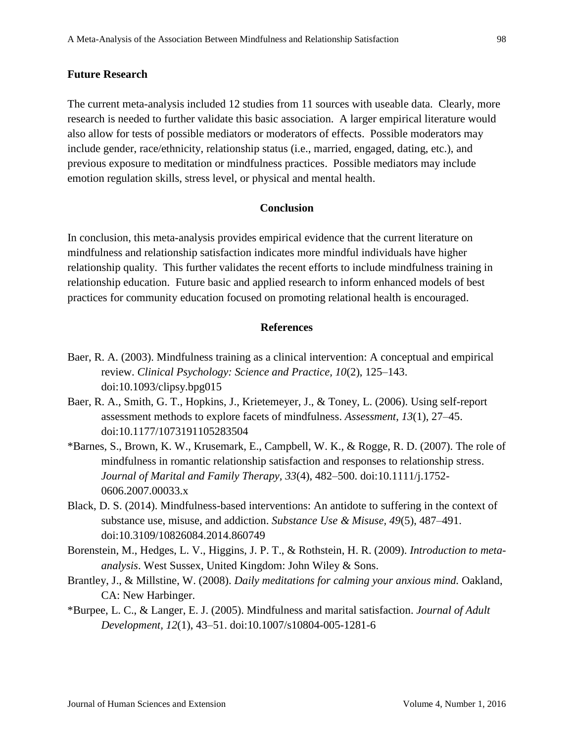## Future Research

The current meta-analysis included 12 studies from 11 sources with useable data. Clearly, more research is needed to further validate this basic association. A larger empirical literature would also allow for tests of possible mediators or moderators of effects. Possible moderators may include gender, race/ethnicity, relationship status (i.e., married, engaged, dating, etc.), and previous exposure to meditation or mindfulness practices. Possible mediators may include emotion regulation skills, stress level, or physical and mental health.

## Conclusion

In conclusion, this meta-analysis provides empirical evidence that the current literature on mindfulness and relationship satisfaction indicates more mindful individuals have higher relationship quality. This further validates the recent efforts to include mindfulness training in relationship education. Future basic and applied research to inform enhanced models of best practices for community education focused on promoting relational health is encouraged.

## References

Baer, R. A. (2003). Mindfulness training as a clinical intervention: A conceptual and empirical review. *Clinical Psychology: Science and Practice, 10*(2), 125–143. doi:10.1093/clipsy.bpg015

Baer, R. A., Smith, G. T., Hopkins, J., Krietemeyer, J., & Toney, L. (2006). Using self-report assessment methods to explore facets of mindfulness. *Assessment, 13*(1), 27–45. doi:10.1177/1073191105283504

*Barnes, S., Brown, K. W., Krusemark, E., Campbell, W. K., & Rogge, R. D. (2007). The role of mindfulness in romantic relationship satisfaction and responses to relationship stress. *Journal of Marital and Family Therapy, 33*(4), 482–500. doi:10.1111/j.1752-0606.2007.00033.x

Black, D. S. (2014). Mindfulness-based interventions: An antidote to suffering in the context of substance use, misuse, and addiction. *Substance Use & Misuse, 49*(5), 487–491. doi:10.3109/10826084.2014.860749

Borenstein, M., Hedges, L. V., Higgins, J. P. T., & Rothstein, H. R. (2009). *Introduction to meta-analysis*. West Sussex, United Kingdom: John Wiley & Sons.

Brantley, J., & Millstine, W. (2008). *Daily meditations for calming your anxious mind.* Oakland, CA: New Harbinger.

*Burpee, L. C., & Langer, E. J. (2005). Mindfulness and marital satisfaction. *Journal of Adult Development, 12*(1), 43–51. doi:10.1007/s10804-005-1281-6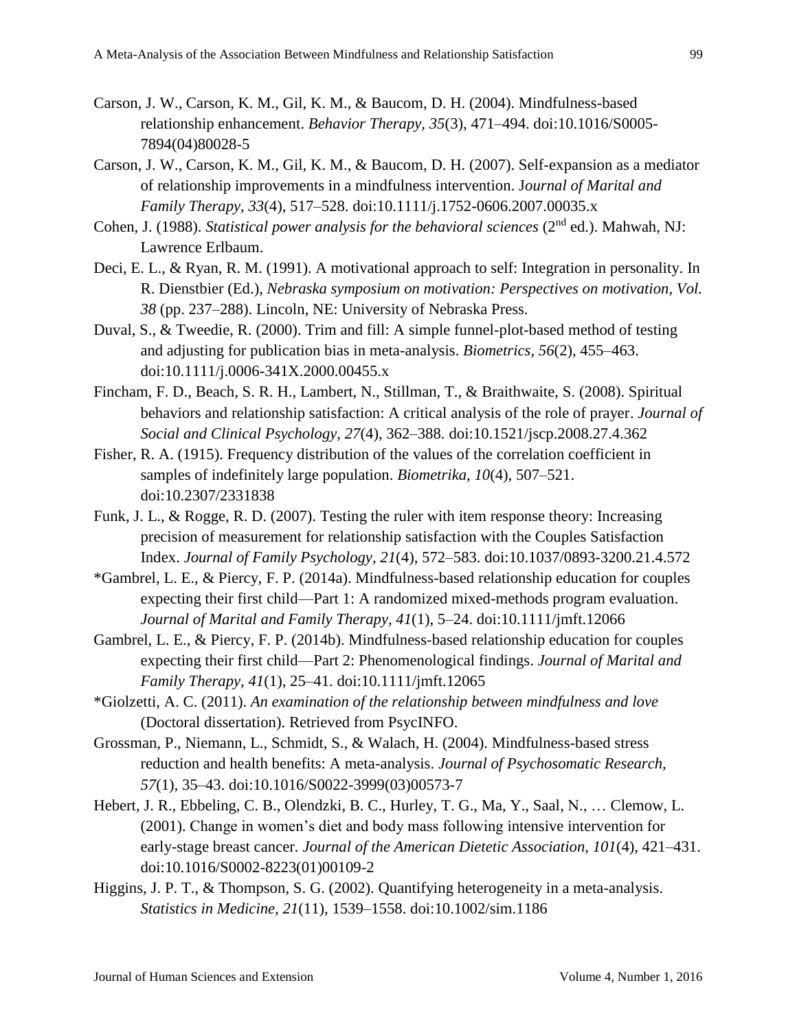Carson, J. W., Carson, K. M., Gil, K. M., & Baucom, D. H. (2004). Mindfulness-based relationship enhancement. *Behavior Therapy, 35*(3), 471–494. doi:10.1016/S0005-7894(04)80028-5

Carson, J. W., Carson, K. M., Gil, K. M., & Baucom, D. H. (2007). Self-expansion as a mediator of relationship improvements in a mindfulness intervention. J*ournal of Marital and Family Therapy, 33*(4), 517–528. doi:10.1111/j.1752-0606.2007.00035.x

Cohen, J. (1988). *Statistical power analysis for the behavioral sciences* (2nd ed.). Mahwah, NJ: Lawrence Erlbaum.

Deci, E. L., & Ryan, R. M. (1991). A motivational approach to self: Integration in personality. In R. Dienstbier (Ed.), *Nebraska symposium on motivation: Perspectives on motivation, Vol. 38* (pp. 237–288). Lincoln, NE: University of Nebraska Press.

Duval, S., & Tweedie, R. (2000). Trim and fill: A simple funnel-plot-based method of testing and adjusting for publication bias in meta-analysis. *Biometrics, 56*(2), 455–463. doi:10.1111/j.0006-341X.2000.00455.x

Fincham, F. D., Beach, S. R. H., Lambert, N., Stillman, T., & Braithwaite, S. (2008). Spiritual behaviors and relationship satisfaction: A critical analysis of the role of prayer. *Journal of Social and Clinical Psychology, 27*(4), 362–388. doi:10.1521/jscp.2008.27.4.362

Fisher, R. A. (1915). Frequency distribution of the values of the correlation coefficient in samples of indefinitely large population. *Biometrika, 10*(4), 507–521. doi:10.2307/2331838

Funk, J. L., & Rogge, R. D. (2007). Testing the ruler with item response theory: Increasing precision of measurement for relationship satisfaction with the Couples Satisfaction Index. *Journal of Family Psychology, 21*(4), 572–583. doi:10.1037/0893-3200.21.4.572

*Gambrel, L. E., & Piercy, F. P. (2014a). Mindfulness-based relationship education for couples expecting their first child—Part 1: A randomized mixed-methods program evaluation. *Journal of Marital and Family Therapy, 41*(1), 5–24. doi:10.1111/jmft.12066

Gambrel, L. E., & Piercy, F. P. (2014b). Mindfulness-based relationship education for couples expecting their first child—Part 2: Phenomenological findings. *Journal of Marital and Family Therapy, 41*(1), 25–41. doi:10.1111/jmft.12065

*Giolzetti, A. C. (2011). *An examination of the relationship between mindfulness and love* (Doctoral dissertation). Retrieved from PsycINFO.

Grossman, P., Niemann, L., Schmidt, S., & Walach, H. (2004). Mindfulness-based stress reduction and health benefits: A meta-analysis. *Journal of Psychosomatic Research, 57*(1), 35–43. doi:10.1016/S0022-3999(03)00573-7

Hebert, J. R., Ebbeling, C. B., Olendzki, B. C., Hurley, T. G., Ma, Y., Saal, N., … Clemow, L. (2001). Change in women's diet and body mass following intensive intervention for early-stage breast cancer. *Journal of the American Dietetic Association, 101*(4), 421–431. doi:10.1016/S0002-8223(01)00109-2

Higgins, J. P. T., & Thompson, S. G. (2002). Quantifying heterogeneity in a meta-analysis. *Statistics in Medicine, 21*(11), 1539–1558. doi:10.1002/sim.1186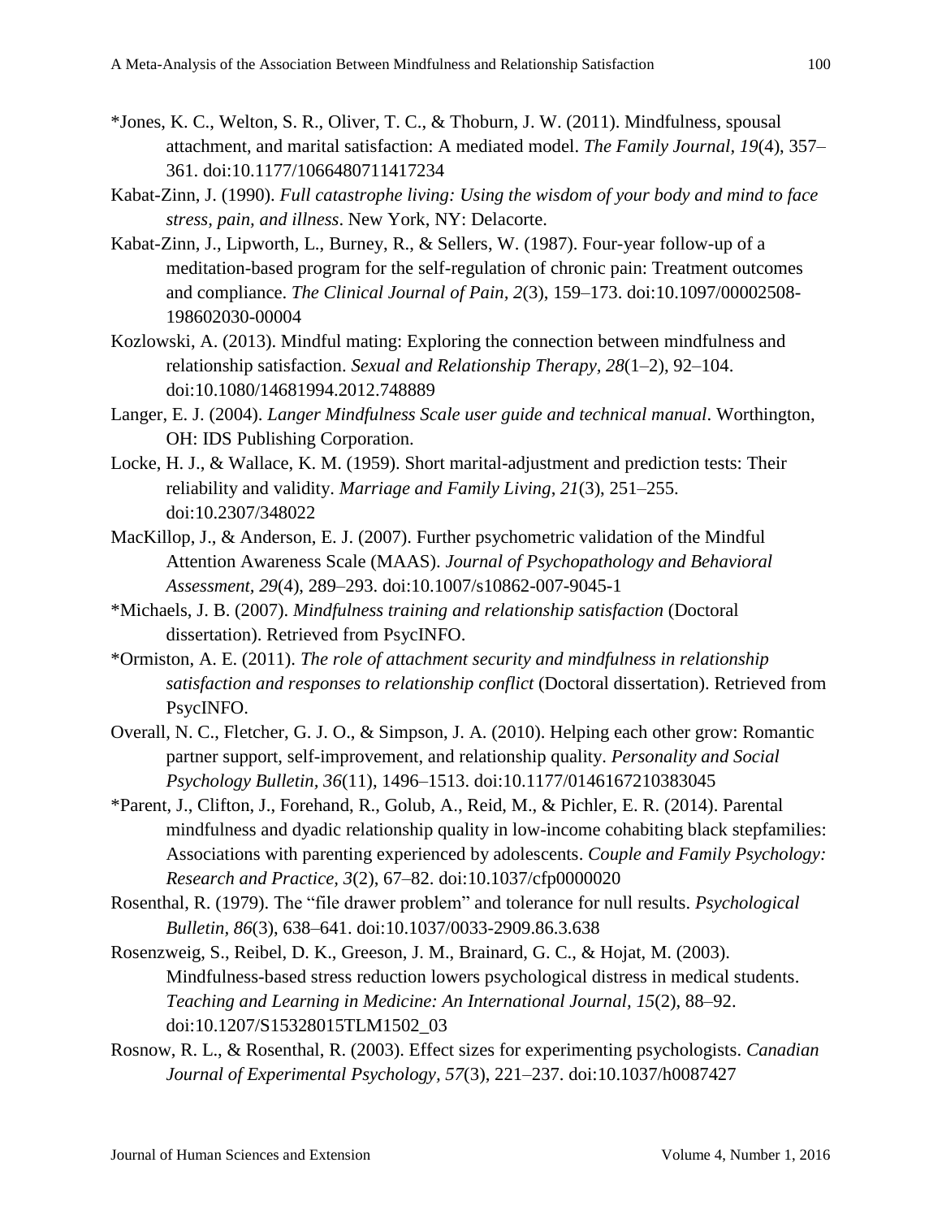*Jones, K. C., Welton, S. R., Oliver, T. C., & Thoburn, J. W. (2011). Mindfulness, spousal attachment, and marital satisfaction: A mediated model. *The Family Journal, 19*(4), 357–361. doi:10.1177/1066480711417234

Kabat-Zinn, J. (1990). *Full catastrophe living: Using the wisdom of your body and mind to face stress, pain, and illness*. New York, NY: Delacorte.

Kabat-Zinn, J., Lipworth, L., Burney, R., & Sellers, W. (1987). Four-year follow-up of a meditation-based program for the self-regulation of chronic pain: Treatment outcomes and compliance. *The Clinical Journal of Pain, 2*(3), 159–173. doi:10.1097/00002508-198602030-00004

Kozlowski, A. (2013). Mindful mating: Exploring the connection between mindfulness and relationship satisfaction. *Sexual and Relationship Therapy, 28*(1–2), 92–104. doi:10.1080/14681994.2012.748889

Langer, E. J. (2004). *Langer Mindfulness Scale user guide and technical manual*. Worthington, OH: IDS Publishing Corporation.

Locke, H. J., & Wallace, K. M. (1959). Short marital-adjustment and prediction tests: Their reliability and validity. *Marriage and Family Living, 21*(3), 251–255. doi:10.2307/348022

MacKillop, J., & Anderson, E. J. (2007). Further psychometric validation of the Mindful Attention Awareness Scale (MAAS). *Journal of Psychopathology and Behavioral Assessment, 29*(4), 289–293. doi:10.1007/s10862-007-9045-1

*Michaels, J. B. (2007). *Mindfulness training and relationship satisfaction* (Doctoral dissertation). Retrieved from PsycINFO.

*Ormiston, A. E. (2011). *The role of attachment security and mindfulness in relationship satisfaction and responses to relationship conflict* (Doctoral dissertation). Retrieved from PsycINFO.

Overall, N. C., Fletcher, G. J. O., & Simpson, J. A. (2010). Helping each other grow: Romantic partner support, self-improvement, and relationship quality. *Personality and Social Psychology Bulletin, 36*(11), 1496–1513. doi:10.1177/0146167210383045

*Parent, J., Clifton, J., Forehand, R., Golub, A., Reid, M., & Pichler, E. R. (2014). Parental mindfulness and dyadic relationship quality in low-income cohabiting black stepfamilies: Associations with parenting experienced by adolescents. *Couple and Family Psychology: Research and Practice, 3*(2), 67–82. doi:10.1037/cfp0000020

Rosenthal, R. (1979). The "file drawer problem" and tolerance for null results. *Psychological Bulletin, 86*(3), 638–641. doi:10.1037/0033-2909.86.3.638

Rosenzweig, S., Reibel, D. K., Greeson, J. M., Brainard, G. C., & Hojat, M. (2003). Mindfulness-based stress reduction lowers psychological distress in medical students. *Teaching and Learning in Medicine: An International Journal, 15*(2), 88–92. doi:10.1207/S15328015TLM1502_03

Rosnow, R. L., & Rosenthal, R. (2003). Effect sizes for experimenting psychologists. *Canadian Journal of Experimental Psychology, 57*(3), 221–237. doi:10.1037/h0087427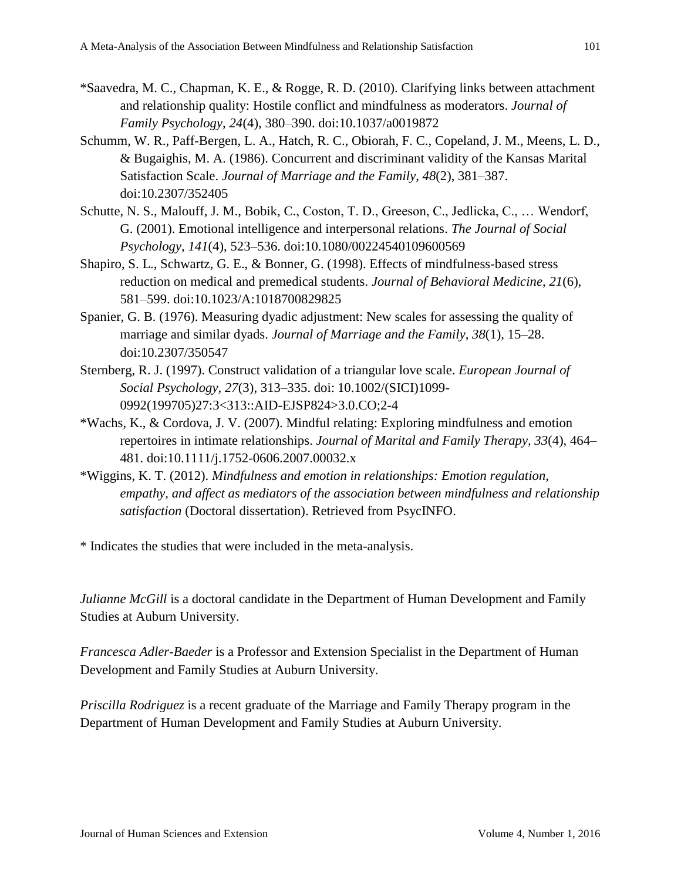*Saavedra, M. C., Chapman, K. E., & Rogge, R. D. (2010). Clarifying links between attachment and relationship quality: Hostile conflict and mindfulness as moderators. *Journal of Family Psychology, 24*(4), 380–390. doi:10.1037/a0019872

Schumm, W. R., Paff-Bergen, L. A., Hatch, R. C., Obiorah, F. C., Copeland, J. M., Meens, L. D., & Bugaighis, M. A. (1986). Concurrent and discriminant validity of the Kansas Marital Satisfaction Scale. *Journal of Marriage and the Family*, *48*(2), 381–387. doi:10.2307/352405

Schutte, N. S., Malouff, J. M., Bobik, C., Coston, T. D., Greeson, C., Jedlicka, C., … Wendorf, G. (2001). Emotional intelligence and interpersonal relations. *The Journal of Social Psychology, 141*(4), 523–536. doi:10.1080/00224540109600569

Shapiro, S. L., Schwartz, G. E., & Bonner, G. (1998). Effects of mindfulness-based stress reduction on medical and premedical students. *Journal of Behavioral Medicine, 21*(6), 581–599. doi:10.1023/A:1018700829825

Spanier, G. B. (1976). Measuring dyadic adjustment: New scales for assessing the quality of marriage and similar dyads. *Journal of Marriage and the Family*, *38*(1), 15–28. doi:10.2307/350547

Sternberg, R. J. (1997). Construct validation of a triangular love scale. *European Journal of Social Psychology, 27*(3), 313–335. doi: 10.1002/(SICI)1099-0992(199705)27:3<313::AID-EJSP824>3.0.CO;2-4

*Wachs, K., & Cordova, J. V. (2007). Mindful relating: Exploring mindfulness and emotion repertoires in intimate relationships. *Journal of Marital and Family Therapy, 33*(4), 464–481. doi:10.1111/j.1752-0606.2007.00032.x

*Wiggins, K. T. (2012). *Mindfulness and emotion in relationships: Emotion regulation, empathy, and affect as mediators of the association between mindfulness and relationship satisfaction* (Doctoral dissertation). Retrieved from PsycINFO.

* Indicates the studies that were included in the meta-analysis.

*Julianne McGill* is a doctoral candidate in the Department of Human Development and Family Studies at Auburn University.

*Francesca Adler-Baeder* is a Professor and Extension Specialist in the Department of Human Development and Family Studies at Auburn University.

*Priscilla Rodriguez* is a recent graduate of the Marriage and Family Therapy program in the Department of Human Development and Family Studies at Auburn University.